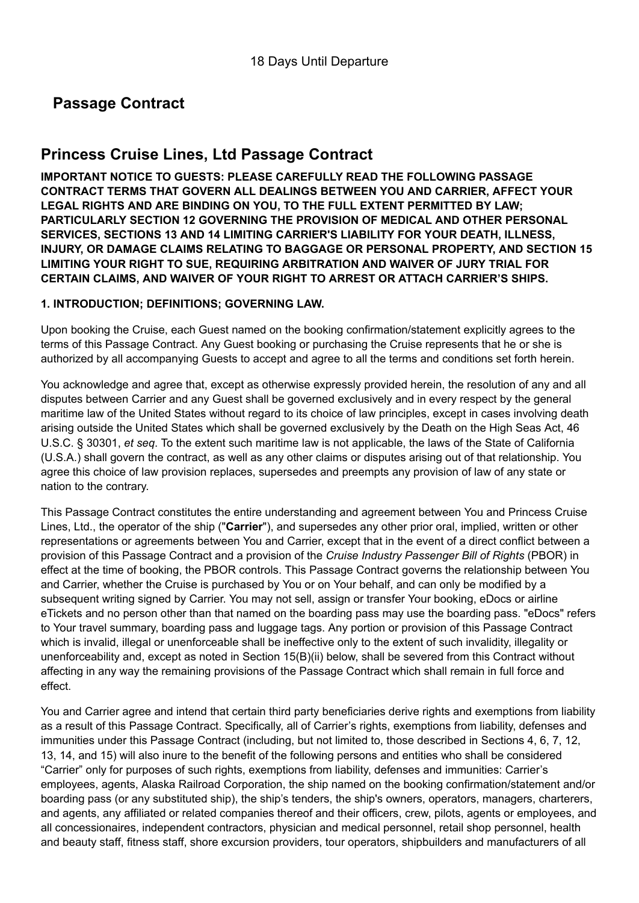18 Days Until Departure

# Passage Contract

## Princess Cruise Lines, Ltd Passage Contract

**IMPORTANT NOTICE TO GUESTS: PLEASE CAREFULLY READ THE FOLLOWING PASSAGE CONTRACT TERMS THAT GOVERN ALL DEALINGS BETWEEN YOU AND CARRIER, AFFECT YOUR LEGAL RIGHTS AND ARE BINDING ON YOU, TO THE FULL EXTENT PERMITTED BY LAW; PARTICULARLY SECTION 12 GOVERNING THE PROVISION OF MEDICAL AND OTHER PERSONAL SERVICES, SECTIONS 13 AND 14 LIMITING CARRIER'S LIABILITY FOR YOUR DEATH, ILLNESS, INJURY, OR DAMAGE CLAIMS RELATING TO BAGGAGE OR PERSONAL PROPERTY, AND SECTION 15 LIMITING YOUR RIGHT TO SUE, REQUIRING ARBITRATION AND WAIVER OF JURY TRIAL FOR CERTAIN CLAIMS, AND WAIVER OF YOUR RIGHT TO ARREST OR ATTACH CARRIER'S SHIPS.**

### 1. INTRODUCTION; DEFINITIONS; GOVERNING LAW.

Upon booking the Cruise, each Guest named on the booking confirmation/statement explicitly agrees to the terms of this Passage Contract. Any Guest booking or purchasing the Cruise represents that he or she is authorized by all accompanying Guests to accept and agree to all the terms and conditions set forth herein.

You acknowledge and agree that, except as otherwise expressly provided herein, the resolution of any and all disputes between Carrier and any Guest shall be governed exclusively and in every respect by the general maritime law of the United States without regard to its choice of law principles, except in cases involving death arising outside the United States which shall be governed exclusively by the Death on the High Seas Act, 46 U.S.C. § 30301, *et seq*. To the extent such maritime law is not applicable, the laws of the State of California (U.S.A.) shall govern the contract, as well as any other claims or disputes arising out of that relationship. You agree this choice of law provision replaces, supersedes and preempts any provision of law of any state or nation to the contrary.

This Passage Contract constitutes the entire understanding and agreement between You and Princess Cruise Lines, Ltd., the operator of the ship ("**Carrier**"), and supersedes any other prior oral, implied, written or other representations or agreements between You and Carrier, except that in the event of a direct conflict between a provision of this Passage Contract and a provision of the *Cruise Industry Passenger Bill of Rights* (PBOR) in effect at the time of booking, the PBOR controls. This Passage Contract governs the relationship between You and Carrier, whether the Cruise is purchased by You or on Your behalf, and can only be modified by a subsequent writing signed by Carrier. You may not sell, assign or transfer Your booking, eDocs or airline eTickets and no person other than that named on the boarding pass may use the boarding pass. "eDocs" refers to Your travel summary, boarding pass and luggage tags. Any portion or provision of this Passage Contract which is invalid, illegal or unenforceable shall be ineffective only to the extent of such invalidity, illegality or unenforceability and, except as noted in Section 15(B)(ii) below, shall be severed from this Contract without affecting in any way the remaining provisions of the Passage Contract which shall remain in full force and effect.

You and Carrier agree and intend that certain third party beneficiaries derive rights and exemptions from liability as a result of this Passage Contract. Specifically, all of Carrier's rights, exemptions from liability, defenses and immunities under this Passage Contract (including, but not limited to, those described in Sections 4, 6, 7, 12, 13, 14, and 15) will also inure to the benefit of the following persons and entities who shall be considered "Carrier" only for purposes of such rights, exemptions from liability, defenses and immunities: Carrier's employees, agents, Alaska Railroad Corporation, the ship named on the booking confirmation/statement and/or boarding pass (or any substituted ship), the ship's tenders, the ship's owners, operators, managers, charterers, and agents, any affiliated or related companies thereof and their officers, crew, pilots, agents or employees, and all concessionaires, independent contractors, physician and medical personnel, retail shop personnel, health and beauty staff, fitness staff, shore excursion providers, tour operators, shipbuilders and manufacturers of all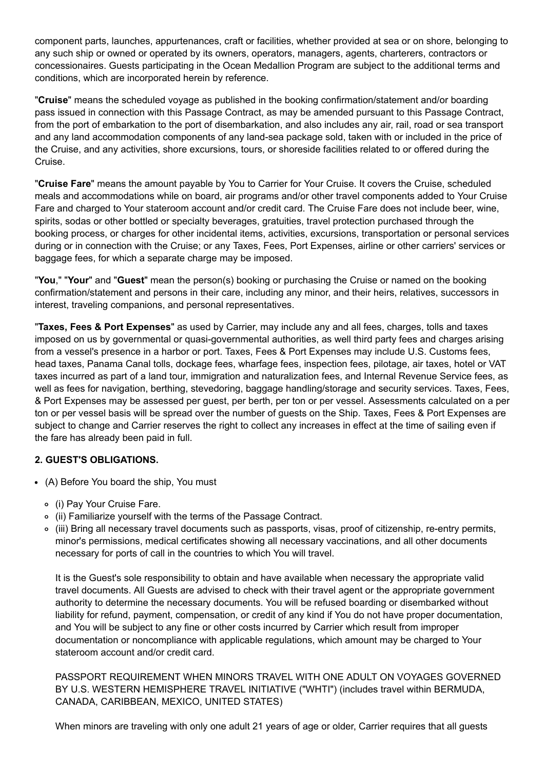component parts, launches, appurtenances, craft or facilities, whether provided at sea or on shore, belonging to any such ship or owned or operated by its owners, operators, managers, agents, charterers, contractors or concessionaires. Guests participating in the Ocean Medallion Program are subject to the additional terms and conditions, which are incorporated herein by reference.

"**Cruise**" means the scheduled voyage as published in the booking confirmation/statement and/or boarding pass issued in connection with this Passage Contract, as may be amended pursuant to this Passage Contract, from the port of embarkation to the port of disembarkation, and also includes any air, rail, road or sea transport and any land accommodation components of any land-sea package sold, taken with or included in the price of the Cruise, and any activities, shore excursions, tours, or shoreside facilities related to or offered during the Cruise.

"**Cruise Fare**" means the amount payable by You to Carrier for Your Cruise. It covers the Cruise, scheduled meals and accommodations while on board, air programs and/or other travel components added to Your Cruise Fare and charged to Your stateroom account and/or credit card. The Cruise Fare does not include beer, wine, spirits, sodas or other bottled or specialty beverages, gratuities, travel protection purchased through the booking process, or charges for other incidental items, activities, excursions, transportation or personal services during or in connection with the Cruise; or any Taxes, Fees, Port Expenses, airline or other carriers' services or baggage fees, for which a separate charge may be imposed.

"**You**," "**Your**" and "**Guest**" mean the person(s) booking or purchasing the Cruise or named on the booking confirmation/statement and persons in their care, including any minor, and their heirs, relatives, successors in interest, traveling companions, and personal representatives.

"**Taxes, Fees & Port Expenses**" as used by Carrier, may include any and all fees, charges, tolls and taxes imposed on us by governmental or quasi-governmental authorities, as well third party fees and charges arising from a vessel's presence in a harbor or port. Taxes, Fees & Port Expenses may include U.S. Customs fees, head taxes, Panama Canal tolls, dockage fees, wharfage fees, inspection fees, pilotage, air taxes, hotel or VAT taxes incurred as part of a land tour, immigration and naturalization fees, and Internal Revenue Service fees, as well as fees for navigation, berthing, stevedoring, baggage handling/storage and security services. Taxes, Fees, & Port Expenses may be assessed per guest, per berth, per ton or per vessel. Assessments calculated on a per ton or per vessel basis will be spread over the number of guests on the Ship. Taxes, Fees & Port Expenses are subject to change and Carrier reserves the right to collect any increases in effect at the time of sailing even if the fare has already been paid in full.

**2. GUEST'S OBLIGATIONS.**

- (A) Before You board the ship, You must
  - (i) Pay Your Cruise Fare.
  - (ii) Familiarize yourself with the terms of the Passage Contract.
  - (iii) Bring all necessary travel documents such as passports, visas, proof of citizenship, re-entry permits, minor's permissions, medical certificates showing all necessary vaccinations, and all other documents necessary for ports of call in the countries to which You will travel.

    It is the Guest's sole responsibility to obtain and have available when necessary the appropriate valid travel documents. All Guests are advised to check with their travel agent or the appropriate government authority to determine the necessary documents. You will be refused boarding or disembarked without liability for refund, payment, compensation, or credit of any kind if You do not have proper documentation, and You will be subject to any fine or other costs incurred by Carrier which result from improper documentation or noncompliance with applicable regulations, which amount may be charged to Your stateroom account and/or credit card.

    PASSPORT REQUIREMENT WHEN MINORS TRAVEL WITH ONE ADULT ON VOYAGES GOVERNED BY U.S. WESTERN HEMISPHERE TRAVEL INITIATIVE ("WHTI") (includes travel within BERMUDA, CANADA, CARIBBEAN, MEXICO, UNITED STATES)

    When minors are traveling with only one adult 21 years of age or older, Carrier requires that all guests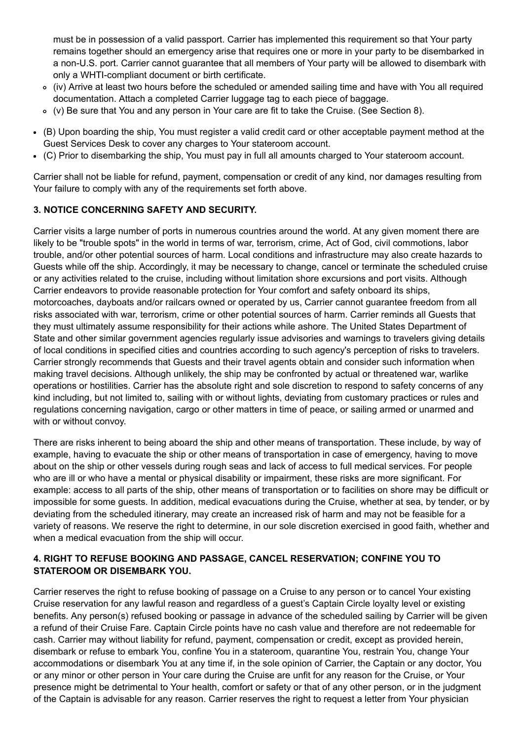must be in possession of a valid passport. Carrier has implemented this requirement so that Your party remains together should an emergency arise that requires one or more in your party to be disembarked in a non-U.S. port. Carrier cannot guarantee that all members of Your party will be allowed to disembark with only a WHTI-compliant document or birth certificate.

   - (iv) Arrive at least two hours before the scheduled or amended sailing time and have with You all required documentation. Attach a completed Carrier luggage tag to each piece of baggage.
   - (v) Be sure that You and any person in Your care are fit to take the Cruise. (See Section 8).

- (B) Upon boarding the ship, You must register a valid credit card or other acceptable payment method at the Guest Services Desk to cover any charges to Your stateroom account.
- (C) Prior to disembarking the ship, You must pay in full all amounts charged to Your stateroom account.

Carrier shall not be liable for refund, payment, compensation or credit of any kind, nor damages resulting from Your failure to comply with any of the requirements set forth above.

### 3. NOTICE CONCERNING SAFETY AND SECURITY.

Carrier visits a large number of ports in numerous countries around the world. At any given moment there are likely to be "trouble spots" in the world in terms of war, terrorism, crime, Act of God, civil commotions, labor trouble, and/or other potential sources of harm. Local conditions and infrastructure may also create hazards to Guests while off the ship. Accordingly, it may be necessary to change, cancel or terminate the scheduled cruise or any activities related to the cruise, including without limitation shore excursions and port visits. Although Carrier endeavors to provide reasonable protection for Your comfort and safety onboard its ships, motorcoaches, dayboats and/or railcars owned or operated by us, Carrier cannot guarantee freedom from all risks associated with war, terrorism, crime or other potential sources of harm. Carrier reminds all Guests that they must ultimately assume responsibility for their actions while ashore. The United States Department of State and other similar government agencies regularly issue advisories and warnings to travelers giving details of local conditions in specified cities and countries according to such agency's perception of risks to travelers. Carrier strongly recommends that Guests and their travel agents obtain and consider such information when making travel decisions. Although unlikely, the ship may be confronted by actual or threatened war, warlike operations or hostilities. Carrier has the absolute right and sole discretion to respond to safety concerns of any kind including, but not limited to, sailing with or without lights, deviating from customary practices or rules and regulations concerning navigation, cargo or other matters in time of peace, or sailing armed or unarmed and with or without convoy.

There are risks inherent to being aboard the ship and other means of transportation. These include, by way of example, having to evacuate the ship or other means of transportation in case of emergency, having to move about on the ship or other vessels during rough seas and lack of access to full medical services. For people who are ill or who have a mental or physical disability or impairment, these risks are more significant. For example: access to all parts of the ship, other means of transportation or to facilities on shore may be difficult or impossible for some guests. In addition, medical evacuations during the Cruise, whether at sea, by tender, or by deviating from the scheduled itinerary, may create an increased risk of harm and may not be feasible for a variety of reasons. We reserve the right to determine, in our sole discretion exercised in good faith, whether and when a medical evacuation from the ship will occur.

### 4. RIGHT TO REFUSE BOOKING AND PASSAGE, CANCEL RESERVATION; CONFINE YOU TO STATEROOM OR DISEMBARK YOU.

Carrier reserves the right to refuse booking of passage on a Cruise to any person or to cancel Your existing Cruise reservation for any lawful reason and regardless of a guest's Captain Circle loyalty level or existing benefits. Any person(s) refused booking or passage in advance of the scheduled sailing by Carrier will be given a refund of their Cruise Fare. Captain Circle points have no cash value and therefore are not redeemable for cash. Carrier may without liability for refund, payment, compensation or credit, except as provided herein, disembark or refuse to embark You, confine You in a stateroom, quarantine You, restrain You, change Your accommodations or disembark You at any time if, in the sole opinion of Carrier, the Captain or any doctor, You or any minor or other person in Your care during the Cruise are unfit for any reason for the Cruise, or Your presence might be detrimental to Your health, comfort or safety or that of any other person, or in the judgment of the Captain is advisable for any reason. Carrier reserves the right to request a letter from Your physician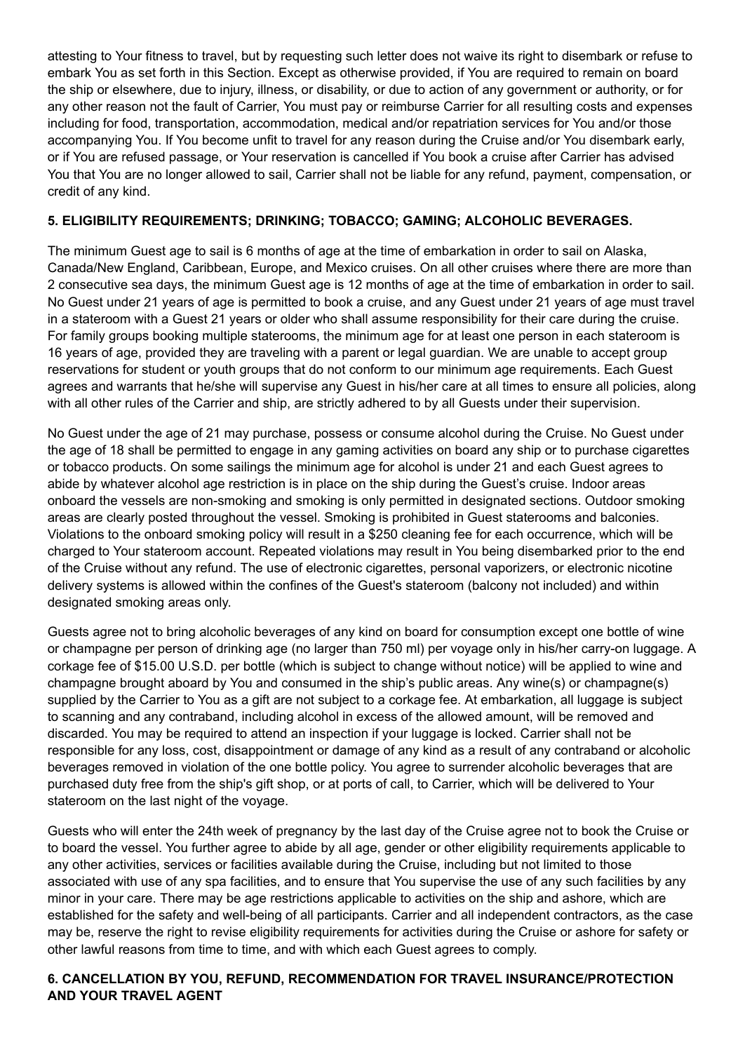attesting to Your fitness to travel, but by requesting such letter does not waive its right to disembark or refuse to embark You as set forth in this Section. Except as otherwise provided, if You are required to remain on board the ship or elsewhere, due to injury, illness, or disability, or due to action of any government or authority, or for any other reason not the fault of Carrier, You must pay or reimburse Carrier for all resulting costs and expenses including for food, transportation, accommodation, medical and/or repatriation services for You and/or those accompanying You. If You become unfit to travel for any reason during the Cruise and/or You disembark early, or if You are refused passage, or Your reservation is cancelled if You book a cruise after Carrier has advised You that You are no longer allowed to sail, Carrier shall not be liable for any refund, payment, compensation, or credit of any kind.

**5. ELIGIBILITY REQUIREMENTS; DRINKING; TOBACCO; GAMING; ALCOHOLIC BEVERAGES.**

The minimum Guest age to sail is 6 months of age at the time of embarkation in order to sail on Alaska, Canada/New England, Caribbean, Europe, and Mexico cruises. On all other cruises where there are more than 2 consecutive sea days, the minimum Guest age is 12 months of age at the time of embarkation in order to sail. No Guest under 21 years of age is permitted to book a cruise, and any Guest under 21 years of age must travel in a stateroom with a Guest 21 years or older who shall assume responsibility for their care during the cruise. For family groups booking multiple staterooms, the minimum age for at least one person in each stateroom is 16 years of age, provided they are traveling with a parent or legal guardian. We are unable to accept group reservations for student or youth groups that do not conform to our minimum age requirements. Each Guest agrees and warrants that he/she will supervise any Guest in his/her care at all times to ensure all policies, along with all other rules of the Carrier and ship, are strictly adhered to by all Guests under their supervision.

No Guest under the age of 21 may purchase, possess or consume alcohol during the Cruise. No Guest under the age of 18 shall be permitted to engage in any gaming activities on board any ship or to purchase cigarettes or tobacco products. On some sailings the minimum age for alcohol is under 21 and each Guest agrees to abide by whatever alcohol age restriction is in place on the ship during the Guest's cruise. Indoor areas onboard the vessels are non-smoking and smoking is only permitted in designated sections. Outdoor smoking areas are clearly posted throughout the vessel. Smoking is prohibited in Guest staterooms and balconies. Violations to the onboard smoking policy will result in a $250 cleaning fee for each occurrence, which will be charged to Your stateroom account. Repeated violations may result in You being disembarked prior to the end of the Cruise without any refund. The use of electronic cigarettes, personal vaporizers, or electronic nicotine delivery systems is allowed within the confines of the Guest's stateroom (balcony not included) and within designated smoking areas only.

Guests agree not to bring alcoholic beverages of any kind on board for consumption except one bottle of wine or champagne per person of drinking age (no larger than 750 ml) per voyage only in his/her carry-on luggage. A corkage fee of $15.00 U.S.D. per bottle (which is subject to change without notice) will be applied to wine and champagne brought aboard by You and consumed in the ship's public areas. Any wine(s) or champagne(s) supplied by the Carrier to You as a gift are not subject to a corkage fee. At embarkation, all luggage is subject to scanning and any contraband, including alcohol in excess of the allowed amount, will be removed and discarded. You may be required to attend an inspection if your luggage is locked. Carrier shall not be responsible for any loss, cost, disappointment or damage of any kind as a result of any contraband or alcoholic beverages removed in violation of the one bottle policy. You agree to surrender alcoholic beverages that are purchased duty free from the ship's gift shop, or at ports of call, to Carrier, which will be delivered to Your stateroom on the last night of the voyage.

Guests who will enter the 24th week of pregnancy by the last day of the Cruise agree not to book the Cruise or to board the vessel. You further agree to abide by all age, gender or other eligibility requirements applicable to any other activities, services or facilities available during the Cruise, including but not limited to those associated with use of any spa facilities, and to ensure that You supervise the use of any such facilities by any minor in your care. There may be age restrictions applicable to activities on the ship and ashore, which are established for the safety and well-being of all participants. Carrier and all independent contractors, as the case may be, reserve the right to revise eligibility requirements for activities during the Cruise or ashore for safety or other lawful reasons from time to time, and with which each Guest agrees to comply.

**6. CANCELLATION BY YOU, REFUND, RECOMMENDATION FOR TRAVEL INSURANCE/PROTECTION AND YOUR TRAVEL AGENT**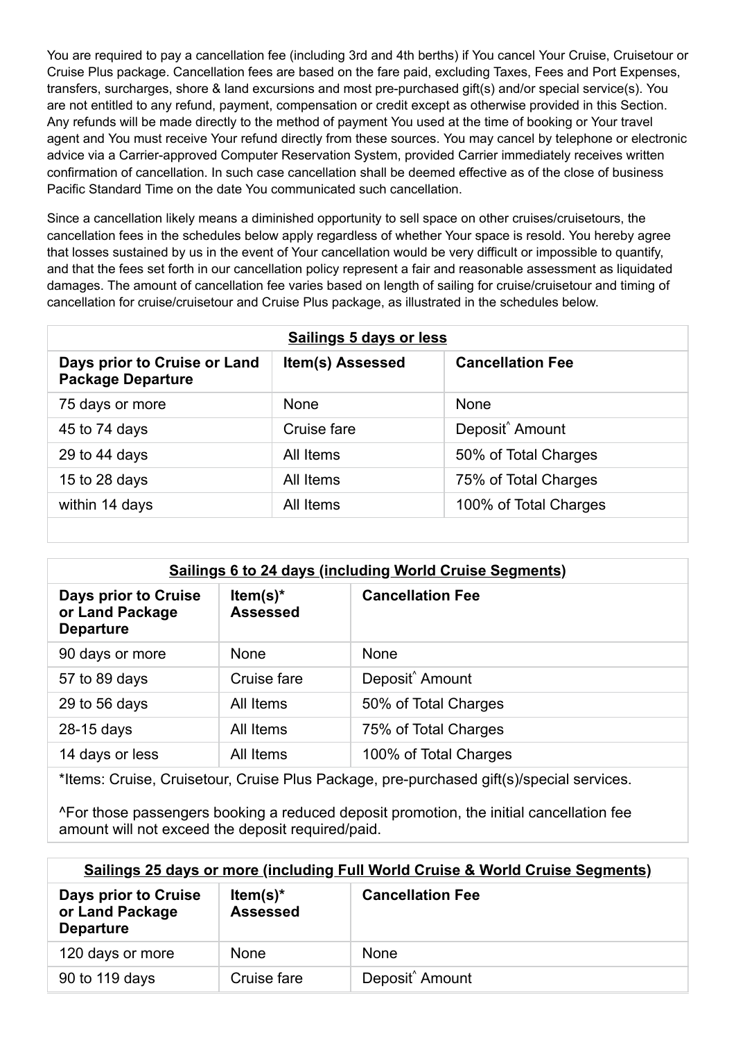You are required to pay a cancellation fee (including 3rd and 4th berths) if You cancel Your Cruise, Cruisetour or Cruise Plus package. Cancellation fees are based on the fare paid, excluding Taxes, Fees and Port Expenses, transfers, surcharges, shore & land excursions and most pre-purchased gift(s) and/or special service(s). You are not entitled to any refund, payment, compensation or credit except as otherwise provided in this Section. Any refunds will be made directly to the method of payment You used at the time of booking or Your travel agent and You must receive Your refund directly from these sources. You may cancel by telephone or electronic advice via a Carrier-approved Computer Reservation System, provided Carrier immediately receives written confirmation of cancellation. In such case cancellation shall be deemed effective as of the close of business Pacific Standard Time on the date You communicated such cancellation.

Since a cancellation likely means a diminished opportunity to sell space on other cruises/cruisetours, the cancellation fees in the schedules below apply regardless of whether Your space is resold. You hereby agree that losses sustained by us in the event of Your cancellation would be very difficult or impossible to quantify, and that the fees set forth in our cancellation policy represent a fair and reasonable assessment as liquidated damages. The amount of cancellation fee varies based on length of sailing for cruise/cruisetour and timing of cancellation for cruise/cruisetour and Cruise Plus package, as illustrated in the schedules below.

| **Sailings 5 days or less** | | |
|---|---|---|
| **Days prior to Cruise or Land Package Departure** | **Item(s) Assessed** | **Cancellation Fee** |
| 75 days or more | None | None |
| 45 to 74 days | Cruise fare | Deposit^ Amount |
| 29 to 44 days | All Items | 50% of Total Charges |
| 15 to 28 days | All Items | 75% of Total Charges |
| within 14 days | All Items | 100% of Total Charges |

| **Sailings 6 to 24 days (including World Cruise Segments)** | | |
|---|---|---|
| **Days prior to Cruise or Land Package Departure** | **Item(s)* Assessed** | **Cancellation Fee** |
| 90 days or more | None | None |
| 57 to 89 days | Cruise fare | Deposit^ Amount |
| 29 to 56 days | All Items | 50% of Total Charges |
| 28-15 days | All Items | 75% of Total Charges |
| 14 days or less | All Items | 100% of Total Charges |

*Items: Cruise, Cruisetour, Cruise Plus Package, pre-purchased gift(s)/special services.

^For those passengers booking a reduced deposit promotion, the initial cancellation fee amount will not exceed the deposit required/paid.

| **Sailings 25 days or more (including Full World Cruise & World Cruise Segments)** | | |
|---|---|---|
| **Days prior to Cruise or Land Package Departure** | **Item(s)* Assessed** | **Cancellation Fee** |
| 120 days or more | None | None |
| 90 to 119 days | Cruise fare | Deposit^ Amount |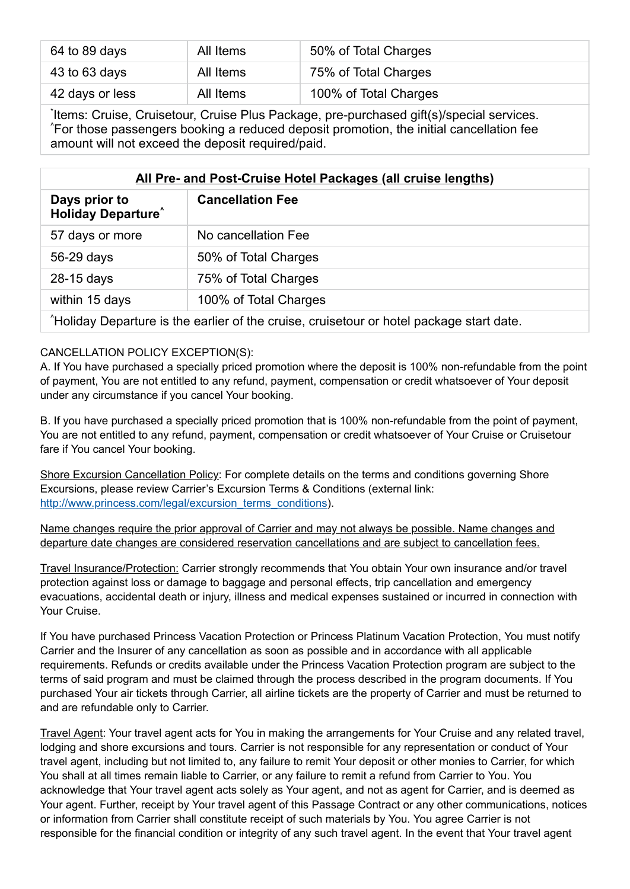| | | |
|---|---|---|
| 64 to 89 days | All Items | 50% of Total Charges |
| 43 to 63 days | All Items | 75% of Total Charges |
| 42 days or less | All Items | 100% of Total Charges |

*Items: Cruise, Cruisetour, Cruise Plus Package, pre-purchased gift(s)/special services.
^For those passengers booking a reduced deposit promotion, the initial cancellation fee amount will not exceed the deposit required/paid.

| **All Pre- and Post-Cruise Hotel Packages (all cruise lengths)** | |
|---|---|
| **Days prior to Holiday Departure^** | **Cancellation Fee** |
| 57 days or more | No cancellation Fee |
| 56-29 days | 50% of Total Charges |
| 28-15 days | 75% of Total Charges |
| within 15 days | 100% of Total Charges |

^Holiday Departure is the earlier of the cruise, cruisetour or hotel package start date.

CANCELLATION POLICY EXCEPTION(S):

A. If You have purchased a specially priced promotion where the deposit is 100% non-refundable from the point of payment, You are not entitled to any refund, payment, compensation or credit whatsoever of Your deposit under any circumstance if you cancel Your booking.

B. If you have purchased a specially priced promotion that is 100% non-refundable from the point of payment, You are not entitled to any refund, payment, compensation or credit whatsoever of Your Cruise or Cruisetour fare if You cancel Your booking.

Shore Excursion Cancellation Policy: For complete details on the terms and conditions governing Shore Excursions, please review Carrier's Excursion Terms & Conditions (external link: http://www.princess.com/legal/excursion_terms_conditions).

Name changes require the prior approval of Carrier and may not always be possible. Name changes and departure date changes are considered reservation cancellations and are subject to cancellation fees.

Travel Insurance/Protection: Carrier strongly recommends that You obtain Your own insurance and/or travel protection against loss or damage to baggage and personal effects, trip cancellation and emergency evacuations, accidental death or injury, illness and medical expenses sustained or incurred in connection with Your Cruise.

If You have purchased Princess Vacation Protection or Princess Platinum Vacation Protection, You must notify Carrier and the Insurer of any cancellation as soon as possible and in accordance with all applicable requirements. Refunds or credits available under the Princess Vacation Protection program are subject to the terms of said program and must be claimed through the process described in the program documents. If You purchased Your air tickets through Carrier, all airline tickets are the property of Carrier and must be returned to and are refundable only to Carrier.

Travel Agent: Your travel agent acts for You in making the arrangements for Your Cruise and any related travel, lodging and shore excursions and tours. Carrier is not responsible for any representation or conduct of Your travel agent, including but not limited to, any failure to remit Your deposit or other monies to Carrier, for which You shall at all times remain liable to Carrier, or any failure to remit a refund from Carrier to You. You acknowledge that Your travel agent acts solely as Your agent, and not as agent for Carrier, and is deemed as Your agent. Further, receipt by Your travel agent of this Passage Contract or any other communications, notices or information from Carrier shall constitute receipt of such materials by You. You agree Carrier is not responsible for the financial condition or integrity of any such travel agent. In the event that Your travel agent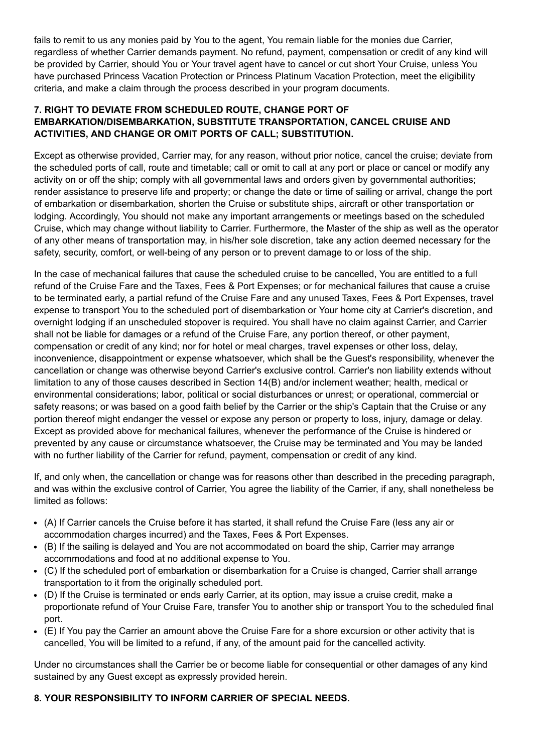fails to remit to us any monies paid by You to the agent, You remain liable for the monies due Carrier, regardless of whether Carrier demands payment. No refund, payment, compensation or credit of any kind will be provided by Carrier, should You or Your travel agent have to cancel or cut short Your Cruise, unless You have purchased Princess Vacation Protection or Princess Platinum Vacation Protection, meet the eligibility criteria, and make a claim through the process described in your program documents.

**7. RIGHT TO DEVIATE FROM SCHEDULED ROUTE, CHANGE PORT OF EMBARKATION/DISEMBARKATION, SUBSTITUTE TRANSPORTATION, CANCEL CRUISE AND ACTIVITIES, AND CHANGE OR OMIT PORTS OF CALL; SUBSTITUTION.**

Except as otherwise provided, Carrier may, for any reason, without prior notice, cancel the cruise; deviate from the scheduled ports of call, route and timetable; call or omit to call at any port or place or cancel or modify any activity on or off the ship; comply with all governmental laws and orders given by governmental authorities; render assistance to preserve life and property; or change the date or time of sailing or arrival, change the port of embarkation or disembarkation, shorten the Cruise or substitute ships, aircraft or other transportation or lodging. Accordingly, You should not make any important arrangements or meetings based on the scheduled Cruise, which may change without liability to Carrier. Furthermore, the Master of the ship as well as the operator of any other means of transportation may, in his/her sole discretion, take any action deemed necessary for the safety, security, comfort, or well-being of any person or to prevent damage to or loss of the ship.

In the case of mechanical failures that cause the scheduled cruise to be cancelled, You are entitled to a full refund of the Cruise Fare and the Taxes, Fees & Port Expenses; or for mechanical failures that cause a cruise to be terminated early, a partial refund of the Cruise Fare and any unused Taxes, Fees & Port Expenses, travel expense to transport You to the scheduled port of disembarkation or Your home city at Carrier's discretion, and overnight lodging if an unscheduled stopover is required. You shall have no claim against Carrier, and Carrier shall not be liable for damages or a refund of the Cruise Fare, any portion thereof, or other payment, compensation or credit of any kind; nor for hotel or meal charges, travel expenses or other loss, delay, inconvenience, disappointment or expense whatsoever, which shall be the Guest's responsibility, whenever the cancellation or change was otherwise beyond Carrier's exclusive control. Carrier's non liability extends without limitation to any of those causes described in Section 14(B) and/or inclement weather; health, medical or environmental considerations; labor, political or social disturbances or unrest; or operational, commercial or safety reasons; or was based on a good faith belief by the Carrier or the ship's Captain that the Cruise or any portion thereof might endanger the vessel or expose any person or property to loss, injury, damage or delay. Except as provided above for mechanical failures, whenever the performance of the Cruise is hindered or prevented by any cause or circumstance whatsoever, the Cruise may be terminated and You may be landed with no further liability of the Carrier for refund, payment, compensation or credit of any kind.

If, and only when, the cancellation or change was for reasons other than described in the preceding paragraph, and was within the exclusive control of Carrier, You agree the liability of the Carrier, if any, shall nonetheless be limited as follows:

- (A) If Carrier cancels the Cruise before it has started, it shall refund the Cruise Fare (less any air or accommodation charges incurred) and the Taxes, Fees & Port Expenses.
- (B) If the sailing is delayed and You are not accommodated on board the ship, Carrier may arrange accommodations and food at no additional expense to You.
- (C) If the scheduled port of embarkation or disembarkation for a Cruise is changed, Carrier shall arrange transportation to it from the originally scheduled port.
- (D) If the Cruise is terminated or ends early Carrier, at its option, may issue a cruise credit, make a proportionate refund of Your Cruise Fare, transfer You to another ship or transport You to the scheduled final port.
- (E) If You pay the Carrier an amount above the Cruise Fare for a shore excursion or other activity that is cancelled, You will be limited to a refund, if any, of the amount paid for the cancelled activity.

Under no circumstances shall the Carrier be or become liable for consequential or other damages of any kind sustained by any Guest except as expressly provided herein.

**8. YOUR RESPONSIBILITY TO INFORM CARRIER OF SPECIAL NEEDS.**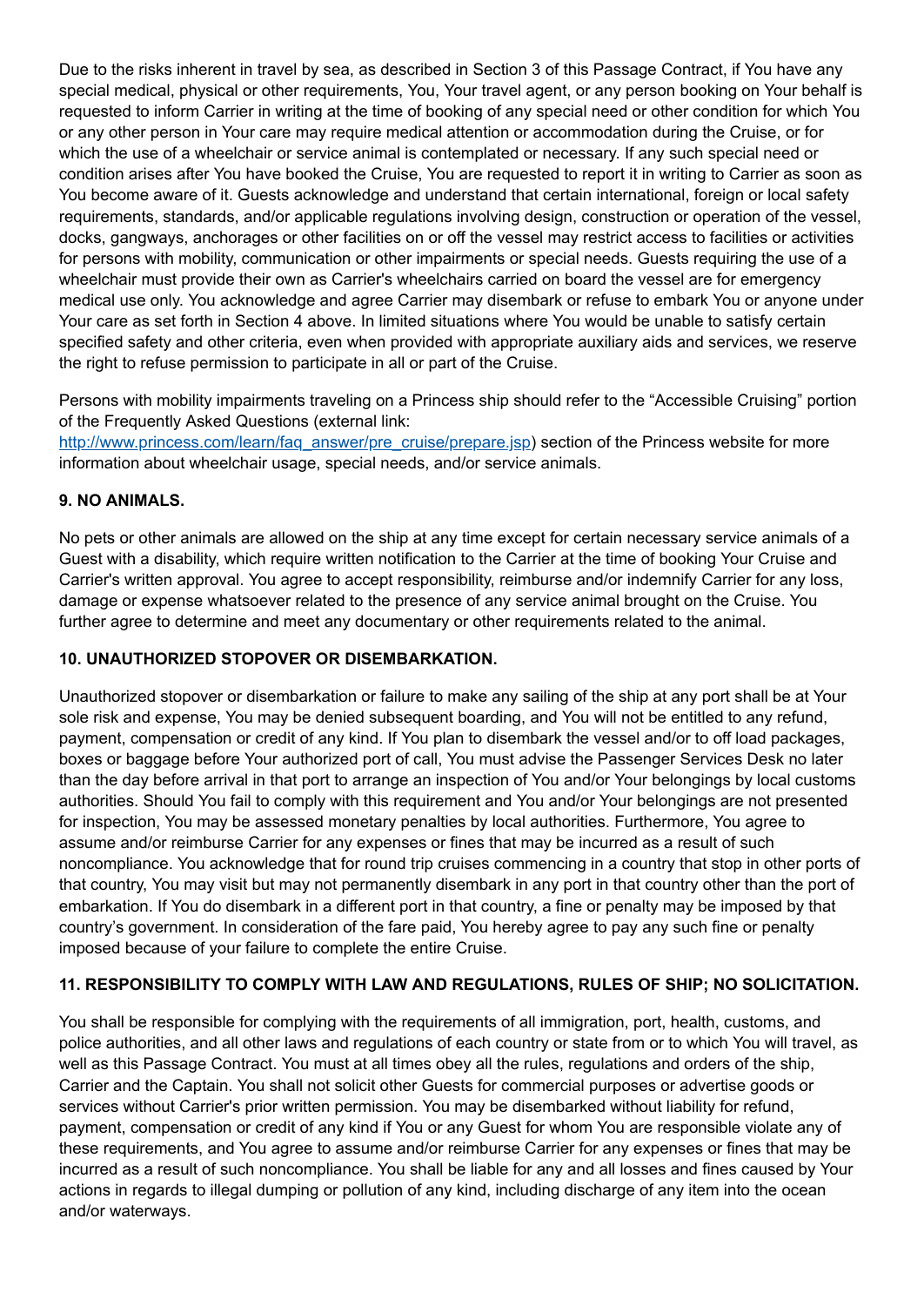Due to the risks inherent in travel by sea, as described in Section 3 of this Passage Contract, if You have any special medical, physical or other requirements, You, Your travel agent, or any person booking on Your behalf is requested to inform Carrier in writing at the time of booking of any special need or other condition for which You or any other person in Your care may require medical attention or accommodation during the Cruise, or for which the use of a wheelchair or service animal is contemplated or necessary. If any such special need or condition arises after You have booked the Cruise, You are requested to report it in writing to Carrier as soon as You become aware of it. Guests acknowledge and understand that certain international, foreign or local safety requirements, standards, and/or applicable regulations involving design, construction or operation of the vessel, docks, gangways, anchorages or other facilities on or off the vessel may restrict access to facilities or activities for persons with mobility, communication or other impairments or special needs. Guests requiring the use of a wheelchair must provide their own as Carrier's wheelchairs carried on board the vessel are for emergency medical use only. You acknowledge and agree Carrier may disembark or refuse to embark You or anyone under Your care as set forth in Section 4 above. In limited situations where You would be unable to satisfy certain specified safety and other criteria, even when provided with appropriate auxiliary aids and services, we reserve the right to refuse permission to participate in all or part of the Cruise.

Persons with mobility impairments traveling on a Princess ship should refer to the "Accessible Cruising" portion of the Frequently Asked Questions (external link: [http://www.princess.com/learn/faq_answer/pre_cruise/prepare.jsp](http://www.princess.com/learn/faq_answer/pre_cruise/prepare.jsp)) section of the Princess website for more information about wheelchair usage, special needs, and/or service animals.

## 9. NO ANIMALS.

No pets or other animals are allowed on the ship at any time except for certain necessary service animals of a Guest with a disability, which require written notification to the Carrier at the time of booking Your Cruise and Carrier's written approval. You agree to accept responsibility, reimburse and/or indemnify Carrier for any loss, damage or expense whatsoever related to the presence of any service animal brought on the Cruise. You further agree to determine and meet any documentary or other requirements related to the animal.

## 10. UNAUTHORIZED STOPOVER OR DISEMBARKATION.

Unauthorized stopover or disembarkation or failure to make any sailing of the ship at any port shall be at Your sole risk and expense, You may be denied subsequent boarding, and You will not be entitled to any refund, payment, compensation or credit of any kind. If You plan to disembark the vessel and/or to off load packages, boxes or baggage before Your authorized port of call, You must advise the Passenger Services Desk no later than the day before arrival in that port to arrange an inspection of You and/or Your belongings by local customs authorities. Should You fail to comply with this requirement and You and/or Your belongings are not presented for inspection, You may be assessed monetary penalties by local authorities. Furthermore, You agree to assume and/or reimburse Carrier for any expenses or fines that may be incurred as a result of such noncompliance. You acknowledge that for round trip cruises commencing in a country that stop in other ports of that country, You may visit but may not permanently disembark in any port in that country other than the port of embarkation. If You do disembark in a different port in that country, a fine or penalty may be imposed by that country's government. In consideration of the fare paid, You hereby agree to pay any such fine or penalty imposed because of your failure to complete the entire Cruise.

## 11. RESPONSIBILITY TO COMPLY WITH LAW AND REGULATIONS, RULES OF SHIP; NO SOLICITATION.

You shall be responsible for complying with the requirements of all immigration, port, health, customs, and police authorities, and all other laws and regulations of each country or state from or to which You will travel, as well as this Passage Contract. You must at all times obey all the rules, regulations and orders of the ship, Carrier and the Captain. You shall not solicit other Guests for commercial purposes or advertise goods or services without Carrier's prior written permission. You may be disembarked without liability for refund, payment, compensation or credit of any kind if You or any Guest for whom You are responsible violate any of these requirements, and You agree to assume and/or reimburse Carrier for any expenses or fines that may be incurred as a result of such noncompliance. You shall be liable for any and all losses and fines caused by Your actions in regards to illegal dumping or pollution of any kind, including discharge of any item into the ocean and/or waterways.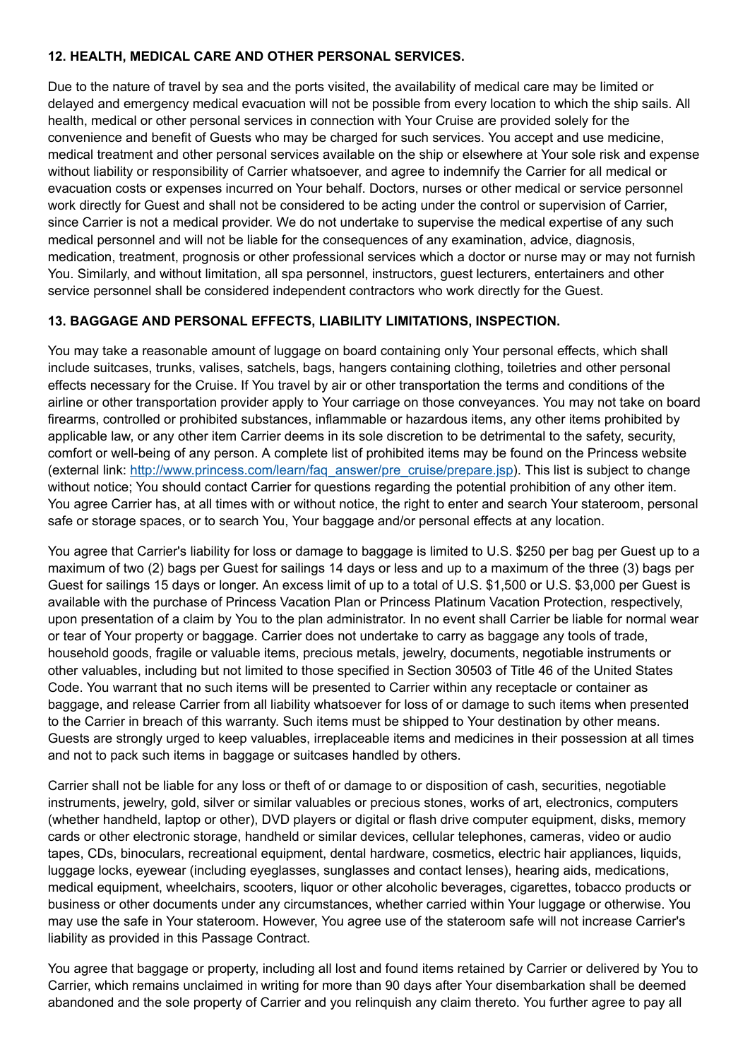**12. HEALTH, MEDICAL CARE AND OTHER PERSONAL SERVICES.**

Due to the nature of travel by sea and the ports visited, the availability of medical care may be limited or delayed and emergency medical evacuation will not be possible from every location to which the ship sails. All health, medical or other personal services in connection with Your Cruise are provided solely for the convenience and benefit of Guests who may be charged for such services. You accept and use medicine, medical treatment and other personal services available on the ship or elsewhere at Your sole risk and expense without liability or responsibility of Carrier whatsoever, and agree to indemnify the Carrier for all medical or evacuation costs or expenses incurred on Your behalf. Doctors, nurses or other medical or service personnel work directly for Guest and shall not be considered to be acting under the control or supervision of Carrier, since Carrier is not a medical provider. We do not undertake to supervise the medical expertise of any such medical personnel and will not be liable for the consequences of any examination, advice, diagnosis, medication, treatment, prognosis or other professional services which a doctor or nurse may or may not furnish You. Similarly, and without limitation, all spa personnel, instructors, guest lecturers, entertainers and other service personnel shall be considered independent contractors who work directly for the Guest.

**13. BAGGAGE AND PERSONAL EFFECTS, LIABILITY LIMITATIONS, INSPECTION.**

You may take a reasonable amount of luggage on board containing only Your personal effects, which shall include suitcases, trunks, valises, satchels, bags, hangers containing clothing, toiletries and other personal effects necessary for the Cruise. If You travel by air or other transportation the terms and conditions of the airline or other transportation provider apply to Your carriage on those conveyances. You may not take on board firearms, controlled or prohibited substances, inflammable or hazardous items, any other items prohibited by applicable law, or any other item Carrier deems in its sole discretion to be detrimental to the safety, security, comfort or well-being of any person. A complete list of prohibited items may be found on the Princess website (external link: [http://www.princess.com/learn/faq_answer/pre_cruise/prepare.jsp](http://www.princess.com/learn/faq_answer/pre_cruise/prepare.jsp)). This list is subject to change without notice; You should contact Carrier for questions regarding the potential prohibition of any other item. You agree Carrier has, at all times with or without notice, the right to enter and search Your stateroom, personal safe or storage spaces, or to search You, Your baggage and/or personal effects at any location.

You agree that Carrier's liability for loss or damage to baggage is limited to U.S. $250 per bag per Guest up to a maximum of two (2) bags per Guest for sailings 14 days or less and up to a maximum of the three (3) bags per Guest for sailings 15 days or longer. An excess limit of up to a total of U.S. $1,500 or U.S. $3,000 per Guest is available with the purchase of Princess Vacation Plan or Princess Platinum Vacation Protection, respectively, upon presentation of a claim by You to the plan administrator. In no event shall Carrier be liable for normal wear or tear of Your property or baggage. Carrier does not undertake to carry as baggage any tools of trade, household goods, fragile or valuable items, precious metals, jewelry, documents, negotiable instruments or other valuables, including but not limited to those specified in Section 30503 of Title 46 of the United States Code. You warrant that no such items will be presented to Carrier within any receptacle or container as baggage, and release Carrier from all liability whatsoever for loss of or damage to such items when presented to the Carrier in breach of this warranty. Such items must be shipped to Your destination by other means. Guests are strongly urged to keep valuables, irreplaceable items and medicines in their possession at all times and not to pack such items in baggage or suitcases handled by others.

Carrier shall not be liable for any loss or theft of or damage to or disposition of cash, securities, negotiable instruments, jewelry, gold, silver or similar valuables or precious stones, works of art, electronics, computers (whether handheld, laptop or other), DVD players or digital or flash drive computer equipment, disks, memory cards or other electronic storage, handheld or similar devices, cellular telephones, cameras, video or audio tapes, CDs, binoculars, recreational equipment, dental hardware, cosmetics, electric hair appliances, liquids, luggage locks, eyewear (including eyeglasses, sunglasses and contact lenses), hearing aids, medications, medical equipment, wheelchairs, scooters, liquor or other alcoholic beverages, cigarettes, tobacco products or business or other documents under any circumstances, whether carried within Your luggage or otherwise. You may use the safe in Your stateroom. However, You agree use of the stateroom safe will not increase Carrier's liability as provided in this Passage Contract.

You agree that baggage or property, including all lost and found items retained by Carrier or delivered by You to Carrier, which remains unclaimed in writing for more than 90 days after Your disembarkation shall be deemed abandoned and the sole property of Carrier and you relinquish any claim thereto. You further agree to pay all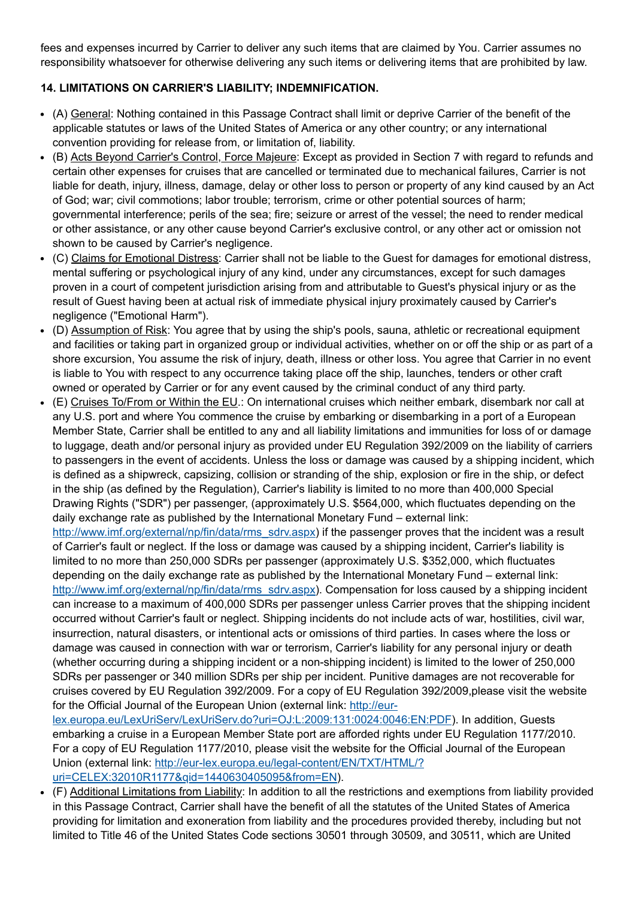fees and expenses incurred by Carrier to deliver any such items that are claimed by You. Carrier assumes no responsibility whatsoever for otherwise delivering any such items or delivering items that are prohibited by law.

### 14. LIMITATIONS ON CARRIER'S LIABILITY; INDEMNIFICATION.

- (A) General: Nothing contained in this Passage Contract shall limit or deprive Carrier of the benefit of the applicable statutes or laws of the United States of America or any other country; or any international convention providing for release from, or limitation of, liability.
- (B) Acts Beyond Carrier's Control, Force Majeure: Except as provided in Section 7 with regard to refunds and certain other expenses for cruises that are cancelled or terminated due to mechanical failures, Carrier is not liable for death, injury, illness, damage, delay or other loss to person or property of any kind caused by an Act of God; war; civil commotions; labor trouble; terrorism, crime or other potential sources of harm; governmental interference; perils of the sea; fire; seizure or arrest of the vessel; the need to render medical or other assistance, or any other cause beyond Carrier's exclusive control, or any other act or omission not shown to be caused by Carrier's negligence.
- (C) Claims for Emotional Distress: Carrier shall not be liable to the Guest for damages for emotional distress, mental suffering or psychological injury of any kind, under any circumstances, except for such damages proven in a court of competent jurisdiction arising from and attributable to Guest's physical injury or as the result of Guest having been at actual risk of immediate physical injury proximately caused by Carrier's negligence ("Emotional Harm").
- (D) Assumption of Risk: You agree that by using the ship's pools, sauna, athletic or recreational equipment and facilities or taking part in organized group or individual activities, whether on or off the ship or as part of a shore excursion, You assume the risk of injury, death, illness or other loss. You agree that Carrier in no event is liable to You with respect to any occurrence taking place off the ship, launches, tenders or other craft owned or operated by Carrier or for any event caused by the criminal conduct of any third party.
- (E) Cruises To/From or Within the EU.: On international cruises which neither embark, disembark nor call at any U.S. port and where You commence the cruise by embarking or disembarking in a port of a European Member State, Carrier shall be entitled to any and all liability limitations and immunities for loss of or damage to luggage, death and/or personal injury as provided under EU Regulation 392/2009 on the liability of carriers to passengers in the event of accidents. Unless the loss or damage was caused by a shipping incident, which is defined as a shipwreck, capsizing, collision or stranding of the ship, explosion or fire in the ship, or defect in the ship (as defined by the Regulation), Carrier's liability is limited to no more than 400,000 Special Drawing Rights ("SDR") per passenger, (approximately U.S. $564,000, which fluctuates depending on the daily exchange rate as published by the International Monetary Fund – external link: [http://www.imf.org/external/np/fin/data/rms_sdrv.aspx](http://www.imf.org/external/np/fin/data/rms_sdrv.aspx)) if the passenger proves that the incident was a result of Carrier's fault or neglect. If the loss or damage was caused by a shipping incident, Carrier's liability is limited to no more than 250,000 SDRs per passenger (approximately U.S. $352,000, which fluctuates depending on the daily exchange rate as published by the International Monetary Fund – external link: [http://www.imf.org/external/np/fin/data/rms_sdrv.aspx](http://www.imf.org/external/np/fin/data/rms_sdrv.aspx)). Compensation for loss caused by a shipping incident can increase to a maximum of 400,000 SDRs per passenger unless Carrier proves that the shipping incident occurred without Carrier's fault or neglect. Shipping incidents do not include acts of war, hostilities, civil war, insurrection, natural disasters, or intentional acts or omissions of third parties. In cases where the loss or damage was caused in connection with war or terrorism, Carrier's liability for any personal injury or death (whether occurring during a shipping incident or a non-shipping incident) is limited to the lower of 250,000 SDRs per passenger or 340 million SDRs per ship per incident. Punitive damages are not recoverable for cruises covered by EU Regulation 392/2009. For a copy of EU Regulation 392/2009,please visit the website for the Official Journal of the European Union (external link: [http://eur-lex.europa.eu/LexUriServ/LexUriServ.do?uri=OJ:L:2009:131:0024:0046:EN:PDF](http://eur-lex.europa.eu/LexUriServ/LexUriServ.do?uri=OJ:L:2009:131:0024:0046:EN:PDF)). In addition, Guests embarking a cruise in a European Member State port are afforded rights under EU Regulation 1177/2010. For a copy of EU Regulation 1177/2010, please visit the website for the Official Journal of the European Union (external link: [http://eur-lex.europa.eu/legal-content/EN/TXT/HTML/?uri=CELEX:32010R1177&qid=1440630405095&from=EN](http://eur-lex.europa.eu/legal-content/EN/TXT/HTML/?uri=CELEX:32010R1177&qid=1440630405095&from=EN)).
- (F) Additional Limitations from Liability: In addition to all the restrictions and exemptions from liability provided in this Passage Contract, Carrier shall have the benefit of all the statutes of the United States of America providing for limitation and exoneration from liability and the procedures provided thereby, including but not limited to Title 46 of the United States Code sections 30501 through 30509, and 30511, which are United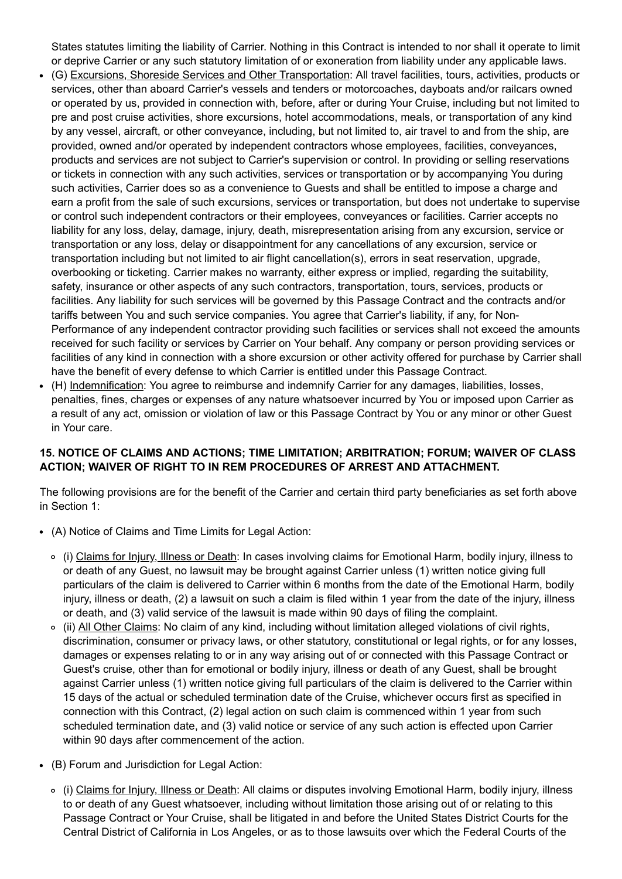States statutes limiting the liability of Carrier. Nothing in this Contract is intended to nor shall it operate to limit or deprive Carrier or any such statutory limitation of or exoneration from liability under any applicable laws.

- (G) Excursions, Shoreside Services and Other Transportation: All travel facilities, tours, activities, products or services, other than aboard Carrier's vessels and tenders or motorcoaches, dayboats and/or railcars owned or operated by us, provided in connection with, before, after or during Your Cruise, including but not limited to pre and post cruise activities, shore excursions, hotel accommodations, meals, or transportation of any kind by any vessel, aircraft, or other conveyance, including, but not limited to, air travel to and from the ship, are provided, owned and/or operated by independent contractors whose employees, facilities, conveyances, products and services are not subject to Carrier's supervision or control. In providing or selling reservations or tickets in connection with any such activities, services or transportation or by accompanying You during such activities, Carrier does so as a convenience to Guests and shall be entitled to impose a charge and earn a profit from the sale of such excursions, services or transportation, but does not undertake to supervise or control such independent contractors or their employees, conveyances or facilities. Carrier accepts no liability for any loss, delay, damage, injury, death, misrepresentation arising from any excursion, service or transportation or any loss, delay or disappointment for any cancellations of any excursion, service or transportation including but not limited to air flight cancellation(s), errors in seat reservation, upgrade, overbooking or ticketing. Carrier makes no warranty, either express or implied, regarding the suitability, safety, insurance or other aspects of any such contractors, transportation, tours, services, products or facilities. Any liability for such services will be governed by this Passage Contract and the contracts and/or tariffs between You and such service companies. You agree that Carrier's liability, if any, for Non-Performance of any independent contractor providing such facilities or services shall not exceed the amounts received for such facility or services by Carrier on Your behalf. Any company or person providing services or facilities of any kind in connection with a shore excursion or other activity offered for purchase by Carrier shall have the benefit of every defense to which Carrier is entitled under this Passage Contract.
- (H) Indemnification: You agree to reimburse and indemnify Carrier for any damages, liabilities, losses, penalties, fines, charges or expenses of any nature whatsoever incurred by You or imposed upon Carrier as a result of any act, omission or violation of law or this Passage Contract by You or any minor or other Guest in Your care.

**15. NOTICE OF CLAIMS AND ACTIONS; TIME LIMITATION; ARBITRATION; FORUM; WAIVER OF CLASS ACTION; WAIVER OF RIGHT TO IN REM PROCEDURES OF ARREST AND ATTACHMENT.**

The following provisions are for the benefit of the Carrier and certain third party beneficiaries as set forth above in Section 1:

- (A) Notice of Claims and Time Limits for Legal Action:
  - (i) Claims for Injury, Illness or Death: In cases involving claims for Emotional Harm, bodily injury, illness to or death of any Guest, no lawsuit may be brought against Carrier unless (1) written notice giving full particulars of the claim is delivered to Carrier within 6 months from the date of the Emotional Harm, bodily injury, illness or death, (2) a lawsuit on such a claim is filed within 1 year from the date of the injury, illness or death, and (3) valid service of the lawsuit is made within 90 days of filing the complaint.
  - (ii) All Other Claims: No claim of any kind, including without limitation alleged violations of civil rights, discrimination, consumer or privacy laws, or other statutory, constitutional or legal rights, or for any losses, damages or expenses relating to or in any way arising out of or connected with this Passage Contract or Guest's cruise, other than for emotional or bodily injury, illness or death of any Guest, shall be brought against Carrier unless (1) written notice giving full particulars of the claim is delivered to the Carrier within 15 days of the actual or scheduled termination date of the Cruise, whichever occurs first as specified in connection with this Contract, (2) legal action on such claim is commenced within 1 year from such scheduled termination date, and (3) valid notice or service of any such action is effected upon Carrier within 90 days after commencement of the action.
- (B) Forum and Jurisdiction for Legal Action:
  - (i) Claims for Injury, Illness or Death: All claims or disputes involving Emotional Harm, bodily injury, illness to or death of any Guest whatsoever, including without limitation those arising out of or relating to this Passage Contract or Your Cruise, shall be litigated in and before the United States District Courts for the Central District of California in Los Angeles, or as to those lawsuits over which the Federal Courts of the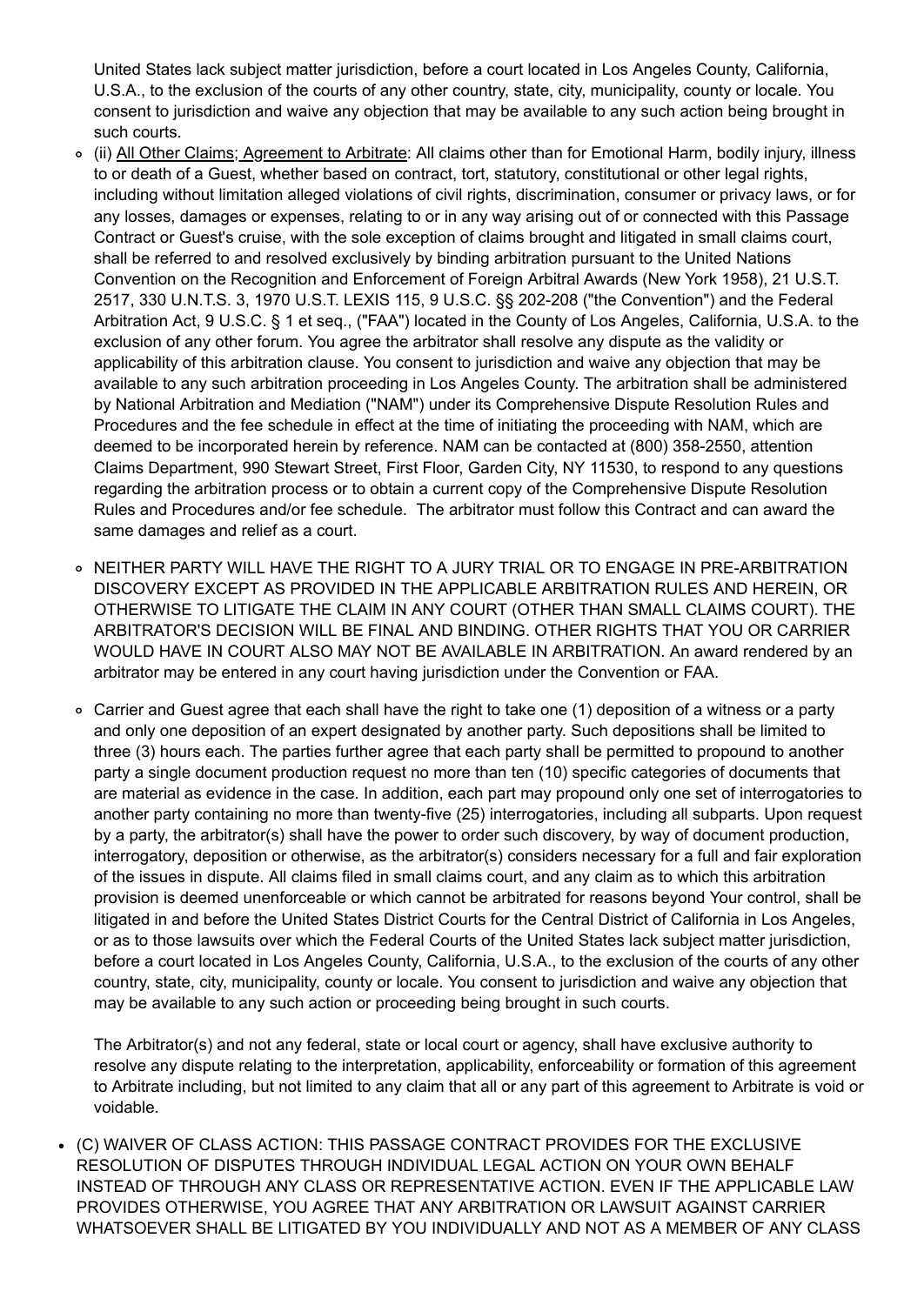United States lack subject matter jurisdiction, before a court located in Los Angeles County, California, U.S.A., to the exclusion of the courts of any other country, state, city, municipality, county or locale. You consent to jurisdiction and waive any objection that may be available to any such action being brought in such courts.

- (ii) <u>All Other Claims; Agreement to Arbitrate</u>: All claims other than for Emotional Harm, bodily injury, illness to or death of a Guest, whether based on contract, tort, statutory, constitutional or other legal rights, including without limitation alleged violations of civil rights, discrimination, consumer or privacy laws, or for any losses, damages or expenses, relating to or in any way arising out of or connected with this Passage Contract or Guest's cruise, with the sole exception of claims brought and litigated in small claims court, shall be referred to and resolved exclusively by binding arbitration pursuant to the United Nations Convention on the Recognition and Enforcement of Foreign Arbitral Awards (New York 1958), 21 U.S.T. 2517, 330 U.N.T.S. 3, 1970 U.S.T. LEXIS 115, 9 U.S.C. §§ 202-208 ("the Convention") and the Federal Arbitration Act, 9 U.S.C. § 1 et seq., ("FAA") located in the County of Los Angeles, California, U.S.A. to the exclusion of any other forum. You agree the arbitrator shall resolve any dispute as the validity or applicability of this arbitration clause. You consent to jurisdiction and waive any objection that may be available to any such arbitration proceeding in Los Angeles County. The arbitration shall be administered by National Arbitration and Mediation ("NAM") under its Comprehensive Dispute Resolution Rules and Procedures and the fee schedule in effect at the time of initiating the proceeding with NAM, which are deemed to be incorporated herein by reference. NAM can be contacted at (800) 358-2550, attention Claims Department, 990 Stewart Street, First Floor, Garden City, NY 11530, to respond to any questions regarding the arbitration process or to obtain a current copy of the Comprehensive Dispute Resolution Rules and Procedures and/or fee schedule. The arbitrator must follow this Contract and can award the same damages and relief as a court.

- NEITHER PARTY WILL HAVE THE RIGHT TO A JURY TRIAL OR TO ENGAGE IN PRE-ARBITRATION DISCOVERY EXCEPT AS PROVIDED IN THE APPLICABLE ARBITRATION RULES AND HEREIN, OR OTHERWISE TO LITIGATE THE CLAIM IN ANY COURT (OTHER THAN SMALL CLAIMS COURT). THE ARBITRATOR'S DECISION WILL BE FINAL AND BINDING. OTHER RIGHTS THAT YOU OR CARRIER WOULD HAVE IN COURT ALSO MAY NOT BE AVAILABLE IN ARBITRATION. An award rendered by an arbitrator may be entered in any court having jurisdiction under the Convention or FAA.

- Carrier and Guest agree that each shall have the right to take one (1) deposition of a witness or a party and only one deposition of an expert designated by another party. Such depositions shall be limited to three (3) hours each. The parties further agree that each party shall be permitted to propound to another party a single document production request no more than ten (10) specific categories of documents that are material as evidence in the case. In addition, each part may propound only one set of interrogatories to another party containing no more than twenty-five (25) interrogatories, including all subparts. Upon request by a party, the arbitrator(s) shall have the power to order such discovery, by way of document production, interrogatory, deposition or otherwise, as the arbitrator(s) considers necessary for a full and fair exploration of the issues in dispute. All claims filed in small claims court, and any claim as to which this arbitration provision is deemed unenforceable or which cannot be arbitrated for reasons beyond Your control, shall be litigated in and before the United States District Courts for the Central District of California in Los Angeles, or as to those lawsuits over which the Federal Courts of the United States lack subject matter jurisdiction, before a court located in Los Angeles County, California, U.S.A., to the exclusion of the courts of any other country, state, city, municipality, county or locale. You consent to jurisdiction and waive any objection that may be available to any such action or proceeding being brought in such courts.

  The Arbitrator(s) and not any federal, state or local court or agency, shall have exclusive authority to resolve any dispute relating to the interpretation, applicability, enforceability or formation of this agreement to Arbitrate including, but not limited to any claim that all or any part of this agreement to Arbitrate is void or voidable.

- (C) WAIVER OF CLASS ACTION: THIS PASSAGE CONTRACT PROVIDES FOR THE EXCLUSIVE RESOLUTION OF DISPUTES THROUGH INDIVIDUAL LEGAL ACTION ON YOUR OWN BEHALF INSTEAD OF THROUGH ANY CLASS OR REPRESENTATIVE ACTION. EVEN IF THE APPLICABLE LAW PROVIDES OTHERWISE, YOU AGREE THAT ANY ARBITRATION OR LAWSUIT AGAINST CARRIER WHATSOEVER SHALL BE LITIGATED BY YOU INDIVIDUALLY AND NOT AS A MEMBER OF ANY CLASS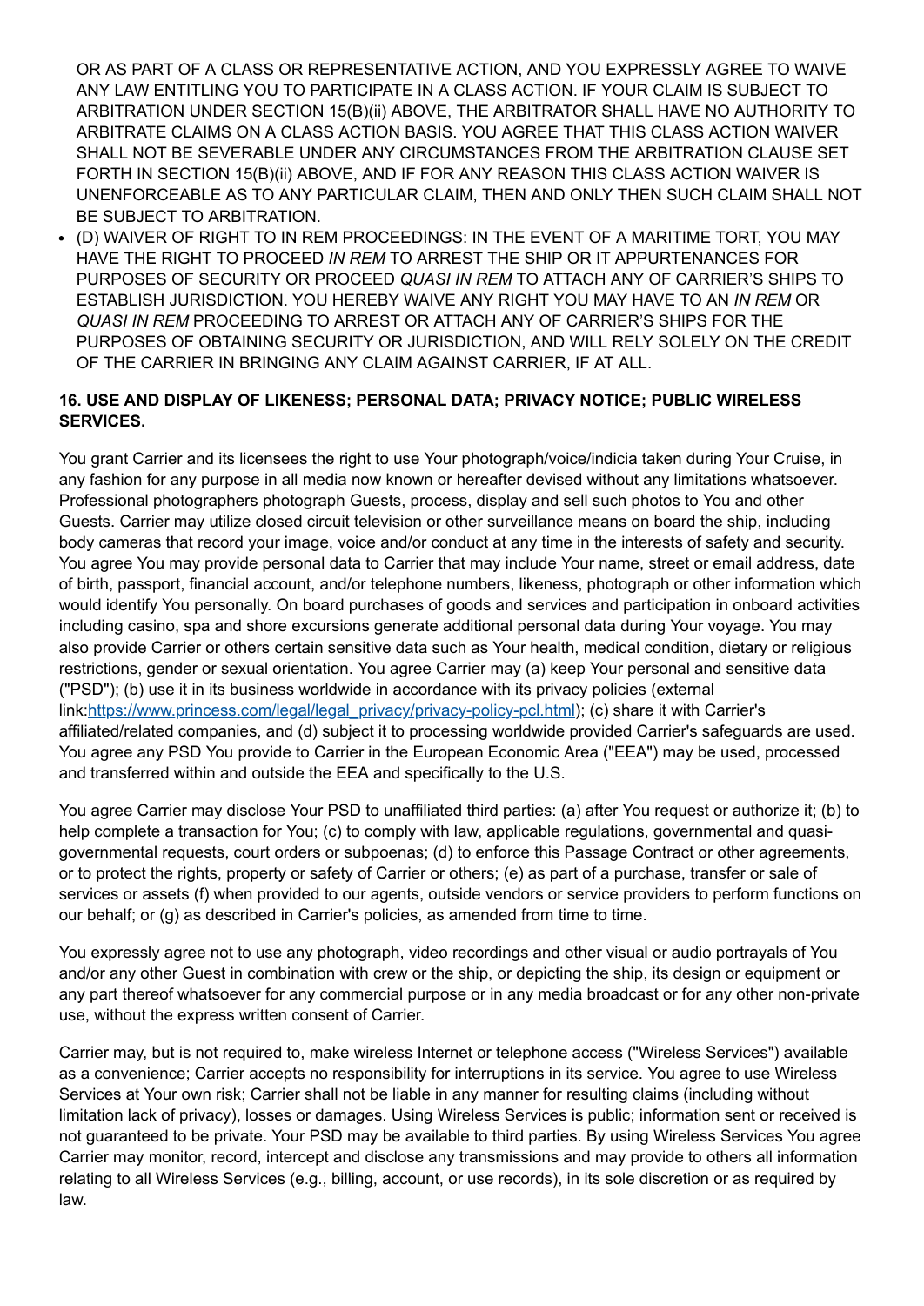OR AS PART OF A CLASS OR REPRESENTATIVE ACTION, AND YOU EXPRESSLY AGREE TO WAIVE ANY LAW ENTITLING YOU TO PARTICIPATE IN A CLASS ACTION. IF YOUR CLAIM IS SUBJECT TO ARBITRATION UNDER SECTION 15(B)(ii) ABOVE, THE ARBITRATOR SHALL HAVE NO AUTHORITY TO ARBITRATE CLAIMS ON A CLASS ACTION BASIS. YOU AGREE THAT THIS CLASS ACTION WAIVER SHALL NOT BE SEVERABLE UNDER ANY CIRCUMSTANCES FROM THE ARBITRATION CLAUSE SET FORTH IN SECTION 15(B)(ii) ABOVE, AND IF FOR ANY REASON THIS CLASS ACTION WAIVER IS UNENFORCEABLE AS TO ANY PARTICULAR CLAIM, THEN AND ONLY THEN SUCH CLAIM SHALL NOT BE SUBJECT TO ARBITRATION.

- (D) WAIVER OF RIGHT TO IN REM PROCEEDINGS: IN THE EVENT OF A MARITIME TORT, YOU MAY HAVE THE RIGHT TO PROCEED *IN REM* TO ARREST THE SHIP OR IT APPURTENANCES FOR PURPOSES OF SECURITY OR PROCEED *QUASI IN REM* TO ATTACH ANY OF CARRIER'S SHIPS TO ESTABLISH JURISDICTION. YOU HEREBY WAIVE ANY RIGHT YOU MAY HAVE TO AN *IN REM* OR *QUASI IN REM* PROCEEDING TO ARREST OR ATTACH ANY OF CARRIER'S SHIPS FOR THE PURPOSES OF OBTAINING SECURITY OR JURISDICTION, AND WILL RELY SOLELY ON THE CREDIT OF THE CARRIER IN BRINGING ANY CLAIM AGAINST CARRIER, IF AT ALL.

**16. USE AND DISPLAY OF LIKENESS; PERSONAL DATA; PRIVACY NOTICE; PUBLIC WIRELESS SERVICES.**

You grant Carrier and its licensees the right to use Your photograph/voice/indicia taken during Your Cruise, in any fashion for any purpose in all media now known or hereafter devised without any limitations whatsoever. Professional photographers photograph Guests, process, display and sell such photos to You and other Guests. Carrier may utilize closed circuit television or other surveillance means on board the ship, including body cameras that record your image, voice and/or conduct at any time in the interests of safety and security. You agree You may provide personal data to Carrier that may include Your name, street or email address, date of birth, passport, financial account, and/or telephone numbers, likeness, photograph or other information which would identify You personally. On board purchases of goods and services and participation in onboard activities including casino, spa and shore excursions generate additional personal data during Your voyage. You may also provide Carrier or others certain sensitive data such as Your health, medical condition, dietary or religious restrictions, gender or sexual orientation. You agree Carrier may (a) keep Your personal and sensitive data ("PSD"); (b) use it in its business worldwide in accordance with its privacy policies (external link:[https://www.princess.com/legal/legal_privacy/privacy-policy-pcl.html](https://www.princess.com/legal/legal_privacy/privacy-policy-pcl.html)); (c) share it with Carrier's affiliated/related companies, and (d) subject it to processing worldwide provided Carrier's safeguards are used. You agree any PSD You provide to Carrier in the European Economic Area ("EEA") may be used, processed and transferred within and outside the EEA and specifically to the U.S.

You agree Carrier may disclose Your PSD to unaffiliated third parties: (a) after You request or authorize it; (b) to help complete a transaction for You; (c) to comply with law, applicable regulations, governmental and quasi-governmental requests, court orders or subpoenas; (d) to enforce this Passage Contract or other agreements, or to protect the rights, property or safety of Carrier or others; (e) as part of a purchase, transfer or sale of services or assets (f) when provided to our agents, outside vendors or service providers to perform functions on our behalf; or (g) as described in Carrier's policies, as amended from time to time.

You expressly agree not to use any photograph, video recordings and other visual or audio portrayals of You and/or any other Guest in combination with crew or the ship, or depicting the ship, its design or equipment or any part thereof whatsoever for any commercial purpose or in any media broadcast or for any other non-private use, without the express written consent of Carrier.

Carrier may, but is not required to, make wireless Internet or telephone access ("Wireless Services") available as a convenience; Carrier accepts no responsibility for interruptions in its service. You agree to use Wireless Services at Your own risk; Carrier shall not be liable in any manner for resulting claims (including without limitation lack of privacy), losses or damages. Using Wireless Services is public; information sent or received is not guaranteed to be private. Your PSD may be available to third parties. By using Wireless Services You agree Carrier may monitor, record, intercept and disclose any transmissions and may provide to others all information relating to all Wireless Services (e.g., billing, account, or use records), in its sole discretion or as required by law.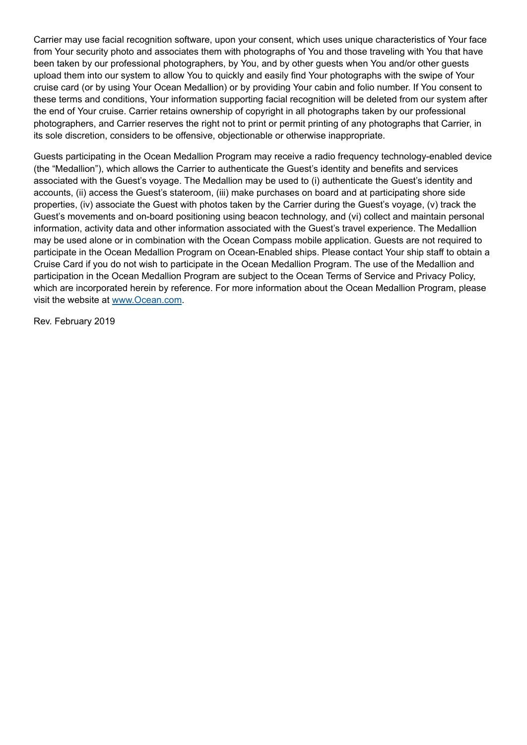Carrier may use facial recognition software, upon your consent, which uses unique characteristics of Your face from Your security photo and associates them with photographs of You and those traveling with You that have been taken by our professional photographers, by You, and by other guests when You and/or other guests upload them into our system to allow You to quickly and easily find Your photographs with the swipe of Your cruise card (or by using Your Ocean Medallion) or by providing Your cabin and folio number. If You consent to these terms and conditions, Your information supporting facial recognition will be deleted from our system after the end of Your cruise. Carrier retains ownership of copyright in all photographs taken by our professional photographers, and Carrier reserves the right not to print or permit printing of any photographs that Carrier, in its sole discretion, considers to be offensive, objectionable or otherwise inappropriate.

Guests participating in the Ocean Medallion Program may receive a radio frequency technology-enabled device (the "Medallion"), which allows the Carrier to authenticate the Guest's identity and benefits and services associated with the Guest's voyage. The Medallion may be used to (i) authenticate the Guest's identity and accounts, (ii) access the Guest's stateroom, (iii) make purchases on board and at participating shore side properties, (iv) associate the Guest with photos taken by the Carrier during the Guest's voyage, (v) track the Guest's movements and on-board positioning using beacon technology, and (vi) collect and maintain personal information, activity data and other information associated with the Guest's travel experience. The Medallion may be used alone or in combination with the Ocean Compass mobile application. Guests are not required to participate in the Ocean Medallion Program on Ocean-Enabled ships. Please contact Your ship staff to obtain a Cruise Card if you do not wish to participate in the Ocean Medallion Program. The use of the Medallion and participation in the Ocean Medallion Program are subject to the Ocean Terms of Service and Privacy Policy, which are incorporated herein by reference. For more information about the Ocean Medallion Program, please visit the website at [www.Ocean.com](http://www.Ocean.com).

Rev. February 2019